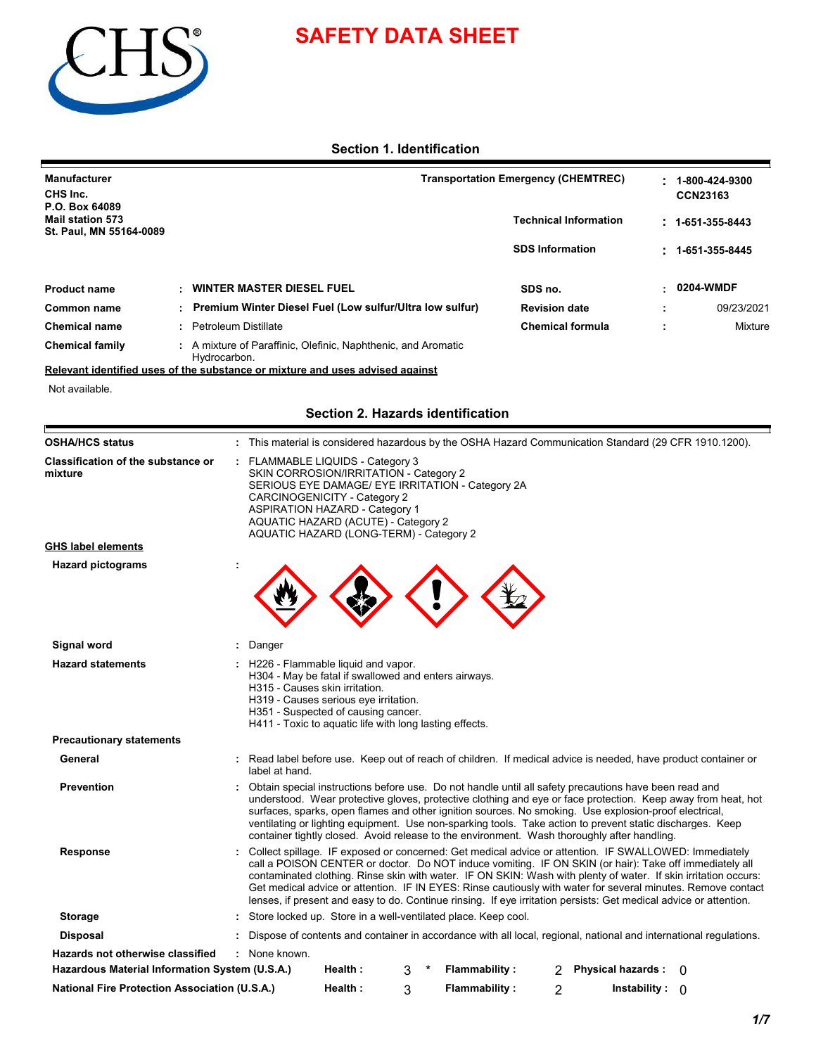# SAFETY DATA SHEET

## Section 1. Identification

**Manufacturer**
**CHS Inc.**
**P.O. Box 64089**
**Mail station 573**
**St. Paul, MN 55164-0089**

| | | |
|---|---|---|
| **Transportation Emergency (CHEMTREC)** | : | **1-800-424-9300** **CCN23163** |
| **Technical Information** | : | **1-651-355-8443** |
| **SDS Information** | : | **1-651-355-8445** |

| | | | | | |
|---|---|---|---|---|---|
| **Product name** | : | **WINTER MASTER DIESEL FUEL** | **SDS no.** | : | **0204-WMDF** |
| **Common name** | : | **Premium Winter Diesel Fuel (Low sulfur/Ultra low sulfur)** | **Revision date** | : | 09/23/2021 |
| **Chemical name** | : | Petroleum Distillate | **Chemical formula** | : | Mixture |
| **Chemical family** | : | A mixture of Paraffinic, Olefinic, Naphthenic, and Aromatic Hydrocarbon. | | | |

**Relevant identified uses of the substance or mixture and uses advised against**

Not available.

## Section 2. Hazards identification

**OSHA/HCS status** : This material is considered hazardous by the OSHA Hazard Communication Standard (29 CFR 1910.1200).

**Classification of the substance or mixture** :
FLAMMABLE LIQUIDS - Category 3
SKIN CORROSION/IRRITATION - Category 2
SERIOUS EYE DAMAGE/ EYE IRRITATION - Category 2A
CARCINOGENICITY - Category 2
ASPIRATION HAZARD - Category 1
AQUATIC HAZARD (ACUTE) - Category 2
AQUATIC HAZARD (LONG-TERM) - Category 2

**GHS label elements**

**Hazard pictograms** :

**Signal word** : Danger

**Hazard statements** :
H226 - Flammable liquid and vapor.
H304 - May be fatal if swallowed and enters airways.
H315 - Causes skin irritation.
H319 - Causes serious eye irritation.
H351 - Suspected of causing cancer.
H411 - Toxic to aquatic life with long lasting effects.

**Precautionary statements**

**General** : Read label before use. Keep out of reach of children. If medical advice is needed, have product container or label at hand.

**Prevention** : Obtain special instructions before use. Do not handle until all safety precautions have been read and understood. Wear protective gloves, protective clothing and eye or face protection. Keep away from heat, hot surfaces, sparks, open flames and other ignition sources. No smoking. Use explosion-proof electrical, ventilating or lighting equipment. Use non-sparking tools. Take action to prevent static discharges. Keep container tightly closed. Avoid release to the environment. Wash thoroughly after handling.

**Response** : Collect spillage. IF exposed or concerned: Get medical advice or attention. IF SWALLOWED: Immediately call a POISON CENTER or doctor. Do NOT induce vomiting. IF ON SKIN (or hair): Take off immediately all contaminated clothing. Rinse skin with water. IF ON SKIN: Wash with plenty of water. If skin irritation occurs: Get medical advice or attention. IF IN EYES: Rinse cautiously with water for several minutes. Remove contact lenses, if present and easy to do. Continue rinsing. If eye irritation persists: Get medical advice or attention.

**Storage** : Store locked up. Store in a well-ventilated place. Keep cool.

**Disposal** : Dispose of contents and container in accordance with all local, regional, national and international regulations.

**Hazards not otherwise classified** : None known.

| | | | | | | |
|---|---|---|---|---|---|---|
| **Hazardous Material Information System (U.S.A.)** | **Health :** | 3 * | **Flammability :** | 2 | **Physical hazards :** | 0 |
| **National Fire Protection Association (U.S.A.)** | **Health :** | 3 | **Flammability :** | 2 | **Instability :** | 0 |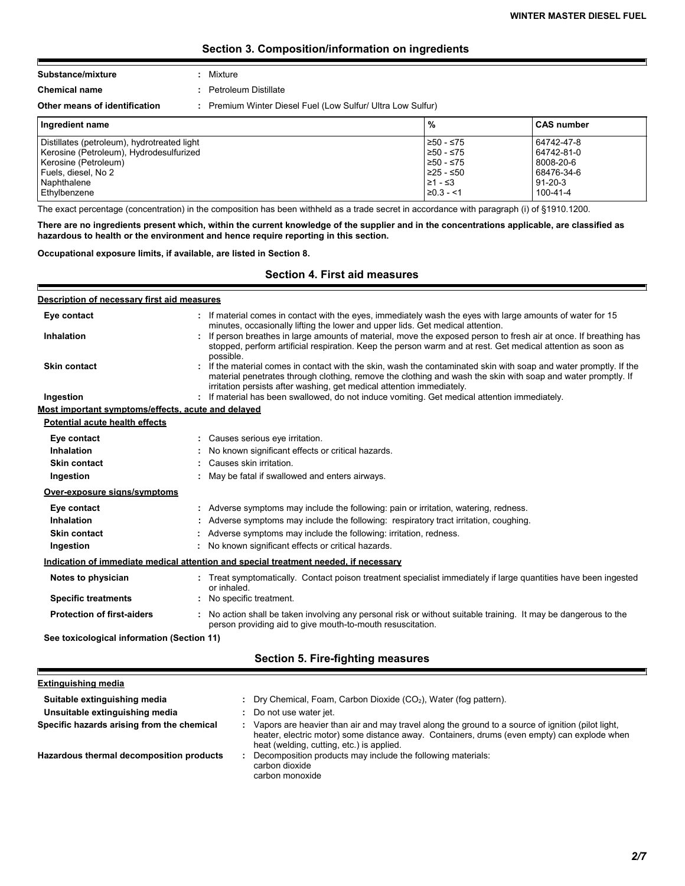## Section 3. Composition/information on ingredients

**Substance/mixture** : Mixture

**Chemical name** : Petroleum Distillate

**Other means of identification** : Premium Winter Diesel Fuel (Low Sulfur/ Ultra Low Sulfur)

| Ingredient name | % | CAS number |
| --- | --- | --- |
| Distillates (petroleum), hydrotreated light | ≥50 - ≤75 | 64742-47-8 |
| Kerosine (Petroleum), Hydrodesulfurized | ≥50 - ≤75 | 64742-81-0 |
| Kerosine (Petroleum) | ≥50 - ≤75 | 8008-20-6 |
| Fuels, diesel, No 2 | ≥25 - ≤50 | 68476-34-6 |
| Naphthalene | ≥1 - ≤3 | 91-20-3 |
| Ethylbenzene | ≥0.3 - <1 | 100-41-4 |

The exact percentage (concentration) in the composition has been withheld as a trade secret in accordance with paragraph (i) of §1910.1200.

**There are no ingredients present which, within the current knowledge of the supplier and in the concentrations applicable, are classified as hazardous to health or the environment and hence require reporting in this section.**

**Occupational exposure limits, if available, are listed in Section 8.**

## Section 4. First aid measures

**Description of necessary first aid measures**

**Eye contact** : If material comes in contact with the eyes, immediately wash the eyes with large amounts of water for 15 minutes, occasionally lifting the lower and upper lids. Get medical attention.

**Inhalation** : If person breathes in large amounts of material, move the exposed person to fresh air at once. If breathing has stopped, perform artificial respiration. Keep the person warm and at rest. Get medical attention as soon as possible.

**Skin contact** : If the material comes in contact with the skin, wash the contaminated skin with soap and water promptly. If the material penetrates through clothing, remove the clothing and wash the skin with soap and water promptly. If irritation persists after washing, get medical attention immediately.

**Ingestion** : If material has been swallowed, do not induce vomiting. Get medical attention immediately.

**Most important symptoms/effects, acute and delayed**

**Potential acute health effects**

**Eye contact** : Causes serious eye irritation.

**Inhalation** : No known significant effects or critical hazards.

**Skin contact** : Causes skin irritation.

**Ingestion** : May be fatal if swallowed and enters airways.

**Over-exposure signs/symptoms**

**Eye contact** : Adverse symptoms may include the following: pain or irritation, watering, redness.

**Inhalation** : Adverse symptoms may include the following: respiratory tract irritation, coughing.

**Skin contact** : Adverse symptoms may include the following: irritation, redness.

**Ingestion** : No known significant effects or critical hazards.

**Indication of immediate medical attention and special treatment needed, if necessary**

**Notes to physician** : Treat symptomatically. Contact poison treatment specialist immediately if large quantities have been ingested or inhaled.

**Specific treatments** : No specific treatment.

**Protection of first-aiders** : No action shall be taken involving any personal risk or without suitable training. It may be dangerous to the person providing aid to give mouth-to-mouth resuscitation.

**See toxicological information (Section 11)**

## Section 5. Fire-fighting measures

**Extinguishing media**

**Suitable extinguishing media** : Dry Chemical, Foam, Carbon Dioxide ($CO_2$), Water (fog pattern).

**Unsuitable extinguishing media** : Do not use water jet.

**Specific hazards arising from the chemical** : Vapors are heavier than air and may travel along the ground to a source of ignition (pilot light, heater, electric motor) some distance away. Containers, drums (even empty) can explode when heat (welding, cutting, etc.) is applied.

**Hazardous thermal decomposition products** : Decomposition products may include the following materials:
carbon dioxide
carbon monoxide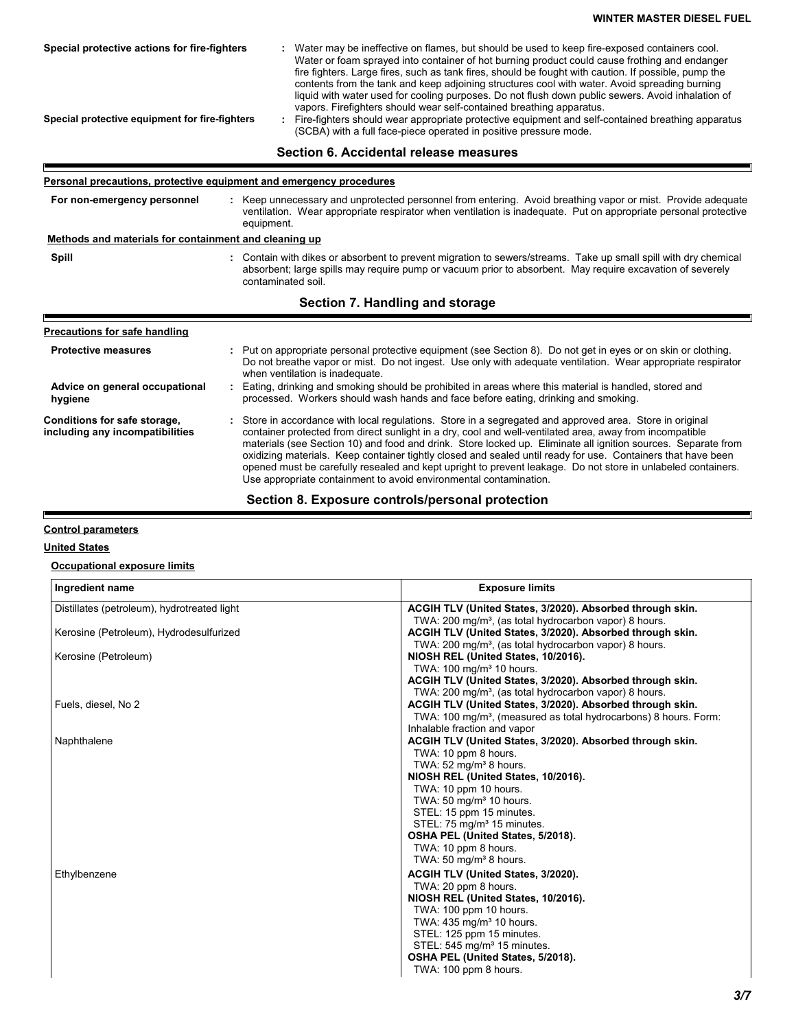**Special protective actions for fire-fighters** : Water may be ineffective on flames, but should be used to keep fire-exposed containers cool. Water or foam sprayed into container of hot burning product could cause frothing and endanger fire fighters. Large fires, such as tank fires, should be fought with caution. If possible, pump the contents from the tank and keep adjoining structures cool with water. Avoid spreading burning liquid with water used for cooling purposes. Do not flush down public sewers. Avoid inhalation of vapors. Firefighters should wear self-contained breathing apparatus.

**Special protective equipment for fire-fighters** : Fire-fighters should wear appropriate protective equipment and self-contained breathing apparatus (SCBA) with a full face-piece operated in positive pressure mode.

## Section 6. Accidental release measures

**Personal precautions, protective equipment and emergency procedures**

**For non-emergency personnel** : Keep unnecessary and unprotected personnel from entering. Avoid breathing vapor or mist. Provide adequate ventilation. Wear appropriate respirator when ventilation is inadequate. Put on appropriate personal protective equipment.

**Methods and materials for containment and cleaning up**

**Spill** : Contain with dikes or absorbent to prevent migration to sewers/streams. Take up small spill with dry chemical absorbent; large spills may require pump or vacuum prior to absorbent. May require excavation of severely contaminated soil.

## Section 7. Handling and storage

**Precautions for safe handling**

**Protective measures** : Put on appropriate personal protective equipment (see Section 8). Do not get in eyes or on skin or clothing. Do not breathe vapor or mist. Do not ingest. Use only with adequate ventilation. Wear appropriate respirator when ventilation is inadequate.

**Advice on general occupational hygiene** : Eating, drinking and smoking should be prohibited in areas where this material is handled, stored and processed. Workers should wash hands and face before eating, drinking and smoking.

**Conditions for safe storage, including any incompatibilities** : Store in accordance with local regulations. Store in a segregated and approved area. Store in original container protected from direct sunlight in a dry, cool and well-ventilated area, away from incompatible materials (see Section 10) and food and drink. Store locked up. Eliminate all ignition sources. Separate from oxidizing materials. Keep container tightly closed and sealed until ready for use. Containers that have been opened must be carefully resealed and kept upright to prevent leakage. Do not store in unlabeled containers. Use appropriate containment to avoid environmental contamination.

## Section 8. Exposure controls/personal protection

**Control parameters**

**United States**

**Occupational exposure limits**

| Ingredient name | Exposure limits |
|---|---|
| Distillates (petroleum), hydrotreated light | **ACGIH TLV (United States, 3/2020). Absorbed through skin.**<br>TWA: 200 mg/m³, (as total hydrocarbon vapor) 8 hours. |
| Kerosine (Petroleum), Hydrodesulfurized | **ACGIH TLV (United States, 3/2020). Absorbed through skin.**<br>TWA: 200 mg/m³, (as total hydrocarbon vapor) 8 hours. |
| Kerosine (Petroleum) | **NIOSH REL (United States, 10/2016).**<br>TWA: 100 mg/m³ 10 hours.<br>**ACGIH TLV (United States, 3/2020). Absorbed through skin.**<br>TWA: 200 mg/m³, (as total hydrocarbon vapor) 8 hours. |
| Fuels, diesel, No 2 | **ACGIH TLV (United States, 3/2020). Absorbed through skin.**<br>TWA: 100 mg/m³, (measured as total hydrocarbons) 8 hours. Form: Inhalable fraction and vapor |
| Naphthalene | **ACGIH TLV (United States, 3/2020). Absorbed through skin.**<br>TWA: 10 ppm 8 hours.<br>TWA: 52 mg/m³ 8 hours.<br>**NIOSH REL (United States, 10/2016).**<br>TWA: 10 ppm 10 hours.<br>TWA: 50 mg/m³ 10 hours.<br>STEL: 15 ppm 15 minutes.<br>STEL: 75 mg/m³ 15 minutes.<br>**OSHA PEL (United States, 5/2018).**<br>TWA: 10 ppm 8 hours.<br>TWA: 50 mg/m³ 8 hours. |
| Ethylbenzene | **ACGIH TLV (United States, 3/2020).**<br>TWA: 20 ppm 8 hours.<br>**NIOSH REL (United States, 10/2016).**<br>TWA: 100 ppm 10 hours.<br>TWA: 435 mg/m³ 10 hours.<br>STEL: 125 ppm 15 minutes.<br>STEL: 545 mg/m³ 15 minutes.<br>**OSHA PEL (United States, 5/2018).**<br>TWA: 100 ppm 8 hours. |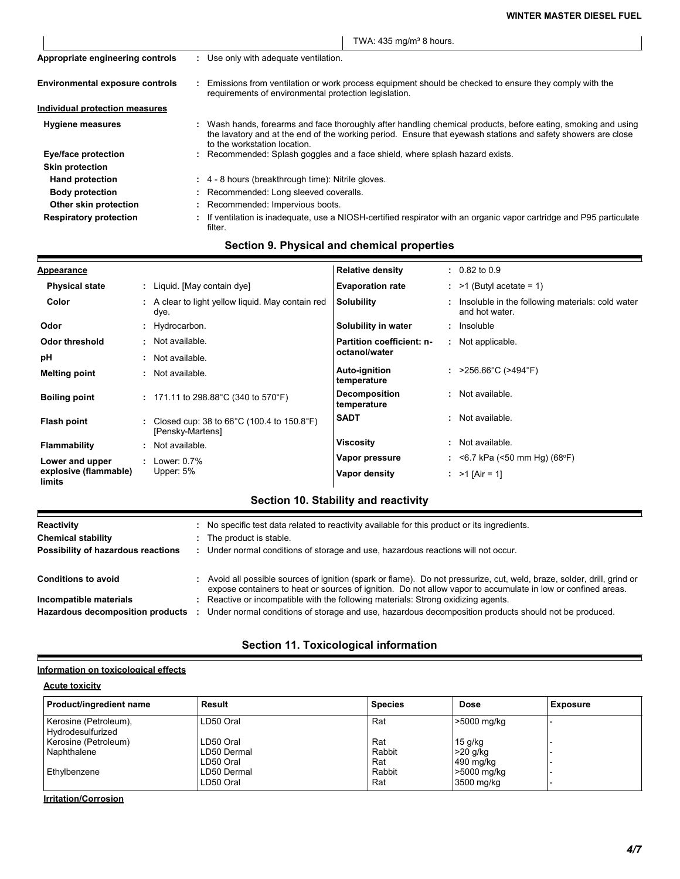| | TWA: 435 mg/m³ 8 hours. |
|---|---|

| | |
|---|---|
| **Appropriate engineering controls** | : Use only with adequate ventilation. |
| **Environmental exposure controls** | : Emissions from ventilation or work process equipment should be checked to ensure they comply with the requirements of environmental protection legislation. |

**Individual protection measures**

| | |
|---|---|
| **Hygiene measures** | : Wash hands, forearms and face thoroughly after handling chemical products, before eating, smoking and using the lavatory and at the end of the working period. Ensure that eyewash stations and safety showers are close to the workstation location. |
| **Eye/face protection** | : Recommended: Splash goggles and a face shield, where splash hazard exists. |
| **Skin protection** | |
| **Hand protection** | : 4 - 8 hours (breakthrough time): Nitrile gloves. |
| **Body protection** | : Recommended: Long sleeved coveralls. |
| **Other skin protection** | : Recommended: Impervious boots. |
| **Respiratory protection** | : If ventilation is inadequate, use a NIOSH-certified respirator with an organic vapor cartridge and P95 particulate filter. |

## Section 9. Physical and chemical properties

**Appearance**

| | |
|---|---|
| **Physical state** | : Liquid. [May contain dye] |
| **Color** | : A clear to light yellow liquid. May contain red dye. |
| **Odor** | : Hydrocarbon. |
| **Odor threshold** | : Not available. |
| **pH** | : Not available. |
| **Melting point** | : Not available. |
| **Boiling point** | : 171.11 to 298.88°C (340 to 570°F) |
| **Flash point** | : Closed cup: 38 to 66°C (100.4 to 150.8°F) [Pensky-Martens] |
| **Flammability** | : Not available. |
| **Lower and upper explosive (flammable) limits** | : Lower: 0.7% Upper: 5% |
| **Relative density** | : 0.82 to 0.9 |
| **Evaporation rate** | : >1 (Butyl acetate = 1) |
| **Solubility** | : Insoluble in the following materials: cold water and hot water. |
| **Solubility in water** | : Insoluble |
| **Partition coefficient: n-octanol/water** | : Not applicable. |
| **Auto-ignition temperature** | : >256.66°C (>494°F) |
| **Decomposition temperature** | : Not available. |
| **SADT** | : Not available. |
| **Viscosity** | : Not available. |
| **Vapor pressure** | : <6.7 kPa (<50 mm Hg) (68°F) |
| **Vapor density** | : >1 [Air = 1] |

## Section 10. Stability and reactivity

| | |
|---|---|
| **Reactivity** | : No specific test data related to reactivity available for this product or its ingredients. |
| **Chemical stability** | : The product is stable. |
| **Possibility of hazardous reactions** | : Under normal conditions of storage and use, hazardous reactions will not occur. |
| **Conditions to avoid** | : Avoid all possible sources of ignition (spark or flame). Do not pressurize, cut, weld, braze, solder, drill, grind or expose containers to heat or sources of ignition. Do not allow vapor to accumulate in low or confined areas. |
| **Incompatible materials** | : Reactive or incompatible with the following materials: Strong oxidizing agents. |
| **Hazardous decomposition products** | : Under normal conditions of storage and use, hazardous decomposition products should not be produced. |

## Section 11. Toxicological information

**Information on toxicological effects**

**Acute toxicity**

| Product/ingredient name | Result | Species | Dose | Exposure |
|---|---|---|---|---|
| Kerosine (Petroleum), Hydrodesulfurized | LD50 Oral | Rat | >5000 mg/kg | - |
| Kerosine (Petroleum) | LD50 Oral | Rat | 15 g/kg | - |
| Naphthalene | LD50 Dermal | Rabbit | >20 g/kg | - |
| | LD50 Oral | Rat | 490 mg/kg | - |
| Ethylbenzene | LD50 Dermal | Rabbit | >5000 mg/kg | - |
| | LD50 Oral | Rat | 3500 mg/kg | - |

**Irritation/Corrosion**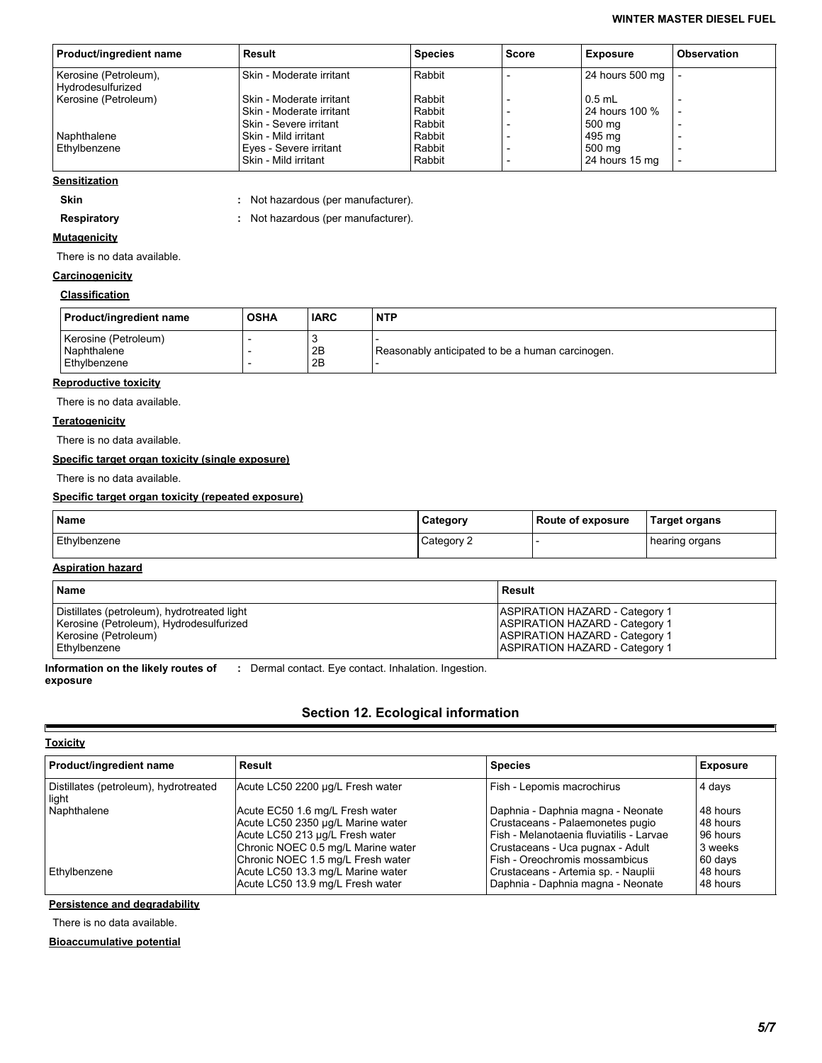| Product/ingredient name | Result | Species | Score | Exposure | Observation |
|---|---|---|---|---|---|
| Kerosine (Petroleum), Hydrodesulfurized | Skin - Moderate irritant | Rabbit | - | 24 hours 500 mg | - |
| Kerosine (Petroleum) | Skin - Moderate irritant | Rabbit | - | 0.5 mL | - |
| | Skin - Moderate irritant | Rabbit | - | 24 hours 100 % | - |
| | Skin - Severe irritant | Rabbit | - | 500 mg | - |
| Naphthalene | Skin - Mild irritant | Rabbit | - | 495 mg | - |
| Ethylbenzene | Eyes - Severe irritant | Rabbit | - | 500 mg | - |
| | Skin - Mild irritant | Rabbit | - | 24 hours 15 mg | - |

**Sensitization**

**Skin** : Not hazardous (per manufacturer).

**Respiratory** : Not hazardous (per manufacturer).

**Mutagenicity**

There is no data available.

**Carcinogenicity**

**Classification**

| Product/ingredient name | OSHA | IARC | NTP |
|---|---|---|---|
| Kerosine (Petroleum) | - | 3 | - |
| Naphthalene | - | 2B | Reasonably anticipated to be a human carcinogen. |
| Ethylbenzene | - | 2B | - |

**Reproductive toxicity**

There is no data available.

**Teratogenicity**

There is no data available.

**Specific target organ toxicity (single exposure)**

There is no data available.

**Specific target organ toxicity (repeated exposure)**

| Name | Category | Route of exposure | Target organs |
|---|---|---|---|
| Ethylbenzene | Category 2 | - | hearing organs |

**Aspiration hazard**

| Name | Result |
|---|---|
| Distillates (petroleum), hydrotreated light | ASPIRATION HAZARD - Category 1 |
| Kerosine (Petroleum), Hydrodesulfurized | ASPIRATION HAZARD - Category 1 |
| Kerosine (Petroleum) | ASPIRATION HAZARD - Category 1 |
| Ethylbenzene | ASPIRATION HAZARD - Category 1 |

**Information on the likely routes of exposure** : Dermal contact. Eye contact. Inhalation. Ingestion.

## Section 12. Ecological information

**Toxicity**

| Product/ingredient name | Result | Species | Exposure |
|---|---|---|---|
| Distillates (petroleum), hydrotreated light | Acute LC50 2200 µg/L Fresh water | Fish - Lepomis macrochirus | 4 days |
| Naphthalene | Acute EC50 1.6 mg/L Fresh water | Daphnia - Daphnia magna - Neonate | 48 hours |
| | Acute LC50 2350 µg/L Marine water | Crustaceans - Palaemonetes pugio | 48 hours |
| | Acute LC50 213 µg/L Fresh water | Fish - Melanotaenia fluviatilis - Larvae | 96 hours |
| | Chronic NOEC 0.5 mg/L Marine water | Crustaceans - Uca pugnax - Adult | 3 weeks |
| | Chronic NOEC 1.5 mg/L Fresh water | Fish - Oreochromis mossambicus | 60 days |
| Ethylbenzene | Acute LC50 13.3 mg/L Marine water | Crustaceans - Artemia sp. - Nauplii | 48 hours |
| | Acute LC50 13.9 mg/L Fresh water | Daphnia - Daphnia magna - Neonate | 48 hours |

**Persistence and degradability**

There is no data available.

**Bioaccumulative potential**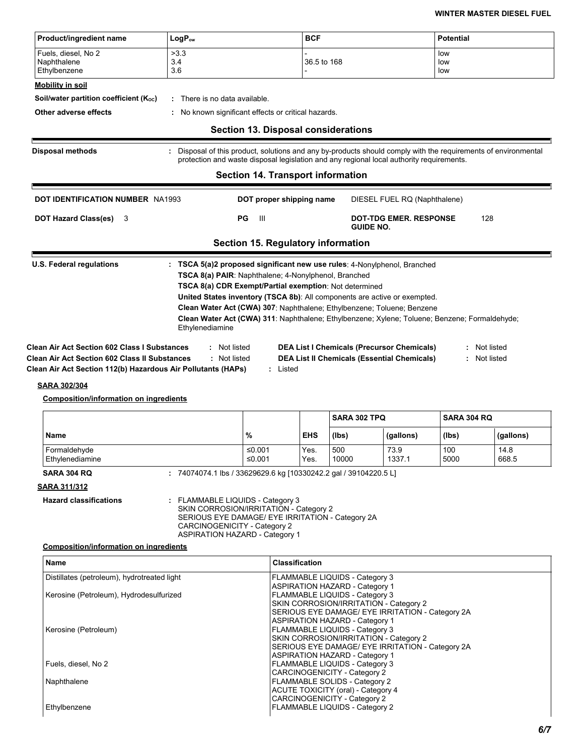| Product/ingredient name | $LogP_{ow}$ | BCF | Potential |
|---|---|---|---|
| Fuels, diesel, No 2 | >3.3 | - | low |
| Naphthalene | 3.4 | 36.5 to 168 | low |
| Ethylbenzene | 3.6 | - | low |

**Mobility in soil**

**Soil/water partition coefficient ($K_{OC}$)** : There is no data available.

**Other adverse effects** : No known significant effects or critical hazards.

## Section 13. Disposal considerations

**Disposal methods** : Disposal of this product, solutions and any by-products should comply with the requirements of environmental protection and waste disposal legislation and any regional local authority requirements.

## Section 14. Transport information

**DOT IDENTIFICATION NUMBER** NA1993

**DOT proper shipping name** DIESEL FUEL RQ (Naphthalene)

**DOT Hazard Class(es)** 3

**PG** III

**DOT-TDG EMER. RESPONSE GUIDE NO.** 128

## Section 15. Regulatory information

**U.S. Federal regulations** : **TSCA 5(a)2 proposed significant new use rules**: 4-Nonylphenol, Branched
**TSCA 8(a) PAIR**: Naphthalene; 4-Nonylphenol, Branched
**TSCA 8(a) CDR Exempt/Partial exemption**: Not determined
**United States inventory (TSCA 8b)**: All components are active or exempted.
**Clean Water Act (CWA) 307**: Naphthalene; Ethylbenzene; Toluene; Benzene
**Clean Water Act (CWA) 311**: Naphthalene; Ethylbenzene; Xylene; Toluene; Benzene; Formaldehyde; Ethylenediamine

**Clean Air Act Section 602 Class I Substances** : Not listed

**Clean Air Act Section 602 Class II Substances** : Not listed

**Clean Air Act Section 112(b) Hazardous Air Pollutants (HAPs)** : Listed

**DEA List I Chemicals (Precursor Chemicals)** : Not listed

**DEA List II Chemicals (Essential Chemicals)** : Not listed

**SARA 302/304**

**Composition/information on ingredients**

| | | | SARA 302 TPQ | | SARA 304 RQ | |
|---|---|---|---|---|---|---|
| **Name** | **%** | **EHS** | **(lbs)** | **(gallons)** | **(lbs)** | **(gallons)** |
| Formaldehyde | ≤0.001 | Yes. | 500 | 73.9 | 100 | 14.8 |
| Ethylenediamine | ≤0.001 | Yes. | 10000 | 1337.1 | 5000 | 668.5 |

**SARA 304 RQ** : 74074074.1 lbs / 33629629.6 kg [10330242.2 gal / 39104220.5 L]

**SARA 311/312**

**Hazard classifications** : FLAMMABLE LIQUIDS - Category 3
SKIN CORROSION/IRRITATION - Category 2
SERIOUS EYE DAMAGE/ EYE IRRITATION - Category 2A
CARCINOGENICITY - Category 2
ASPIRATION HAZARD - Category 1

**Composition/information on ingredients**

| Name | Classification |
|---|---|
| Distillates (petroleum), hydrotreated light | FLAMMABLE LIQUIDS - Category 3<br>ASPIRATION HAZARD - Category 1 |
| Kerosine (Petroleum), Hydrodesulfurized | FLAMMABLE LIQUIDS - Category 3<br>SKIN CORROSION/IRRITATION - Category 2<br>SERIOUS EYE DAMAGE/ EYE IRRITATION - Category 2A<br>ASPIRATION HAZARD - Category 1 |
| Kerosine (Petroleum) | FLAMMABLE LIQUIDS - Category 3<br>SKIN CORROSION/IRRITATION - Category 2<br>SERIOUS EYE DAMAGE/ EYE IRRITATION - Category 2A<br>ASPIRATION HAZARD - Category 1 |
| Fuels, diesel, No 2 | FLAMMABLE LIQUIDS - Category 3<br>CARCINOGENICITY - Category 2 |
| Naphthalene | FLAMMABLE SOLIDS - Category 2<br>ACUTE TOXICITY (oral) - Category 4<br>CARCINOGENICITY - Category 2 |
| Ethylbenzene | FLAMMABLE LIQUIDS - Category 2 |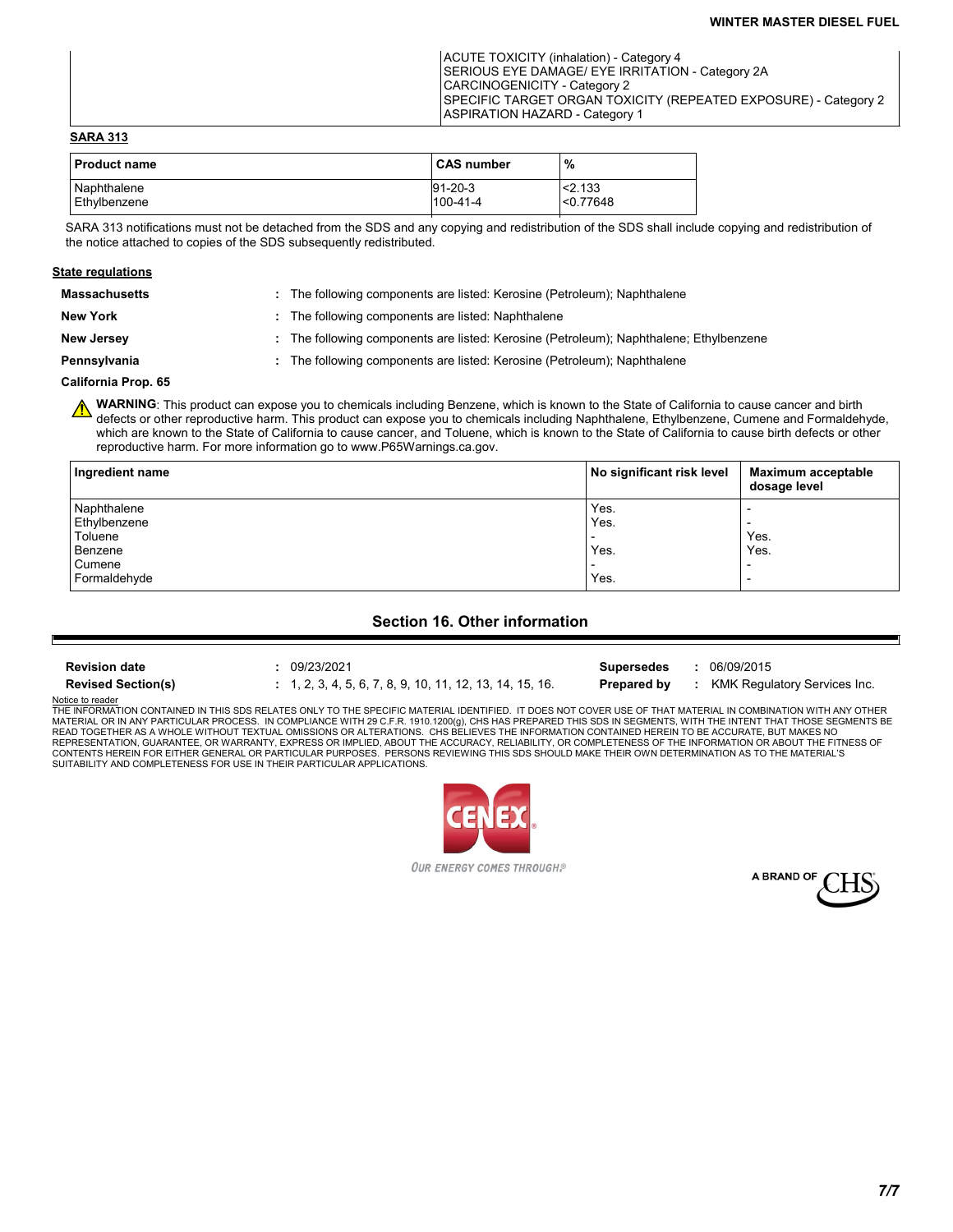| | |
|---|---|
| | ACUTE TOXICITY (inhalation) - Category 4<br>SERIOUS EYE DAMAGE/ EYE IRRITATION - Category 2A<br>CARCINOGENICITY - Category 2<br>SPECIFIC TARGET ORGAN TOXICITY (REPEATED EXPOSURE) - Category 2<br>ASPIRATION HAZARD - Category 1 |

**SARA 313**

| Product name | CAS number | % |
|---|---|---|
| Naphthalene<br>Ethylbenzene | 91-20-3<br>100-41-4 | <2.133<br><0.77648 |

SARA 313 notifications must not be detached from the SDS and any copying and redistribution of the SDS shall include copying and redistribution of the notice attached to copies of the SDS subsequently redistributed.

**State regulations**

**Massachusetts** : The following components are listed: Kerosine (Petroleum); Naphthalene

**New York** : The following components are listed: Naphthalene

**New Jersey** : The following components are listed: Kerosine (Petroleum); Naphthalene; Ethylbenzene

**Pennsylvania** : The following components are listed: Kerosine (Petroleum); Naphthalene

**California Prop. 65**

**WARNING**: This product can expose you to chemicals including Benzene, which is known to the State of California to cause cancer and birth defects or other reproductive harm. This product can expose you to chemicals including Naphthalene, Ethylbenzene, Cumene and Formaldehyde, which are known to the State of California to cause cancer, and Toluene, which is known to the State of California to cause birth defects or other reproductive harm. For more information go to www.P65Warnings.ca.gov.

| Ingredient name | No significant risk level | Maximum acceptable dosage level |
|---|---|---|
| Naphthalene | Yes. | - |
| Ethylbenzene | Yes. | - |
| Toluene | - | Yes. |
| Benzene | Yes. | Yes. |
| Cumene | - | - |
| Formaldehyde | Yes. | - |

## Section 16. Other information

**Revision date** : 09/23/2021

**Supersedes** : 06/09/2015

**Revised Section(s)** : 1, 2, 3, 4, 5, 6, 7, 8, 9, 10, 11, 12, 13, 14, 15, 16.

**Prepared by** : KMK Regulatory Services Inc.

Notice to reader

THE INFORMATION CONTAINED IN THIS SDS RELATES ONLY TO THE SPECIFIC MATERIAL IDENTIFIED. IT DOES NOT COVER USE OF THAT MATERIAL IN COMBINATION WITH ANY OTHER MATERIAL OR IN ANY PARTICULAR PROCESS. IN COMPLIANCE WITH 29 C.F.R. 1910.1200(g), CHS HAS PREPARED THIS SDS IN SEGMENTS, WITH THE INTENT THAT THOSE SEGMENTS BE READ TOGETHER AS A WHOLE WITHOUT TEXTUAL OMISSIONS OR ALTERATIONS. CHS BELIEVES THE INFORMATION CONTAINED HEREIN TO BE ACCURATE, BUT MAKES NO REPRESENTATION, GUARANTEE, OR WARRANTY, EXPRESS OR IMPLIED, ABOUT THE ACCURACY, RELIABILITY, OR COMPLETENESS OF THE INFORMATION OR ABOUT THE FITNESS OF CONTENTS HEREIN FOR EITHER GENERAL OR PARTICULAR PURPOSES. PERSONS REVIEWING THIS SDS SHOULD MAKE THEIR OWN DETERMINATION AS TO THE MATERIAL'S SUITABILITY AND COMPLETENESS FOR USE IN THEIR PARTICULAR APPLICATIONS.

CENEX®

OUR ENERGY COMES THROUGH®

A BRAND OF CHS